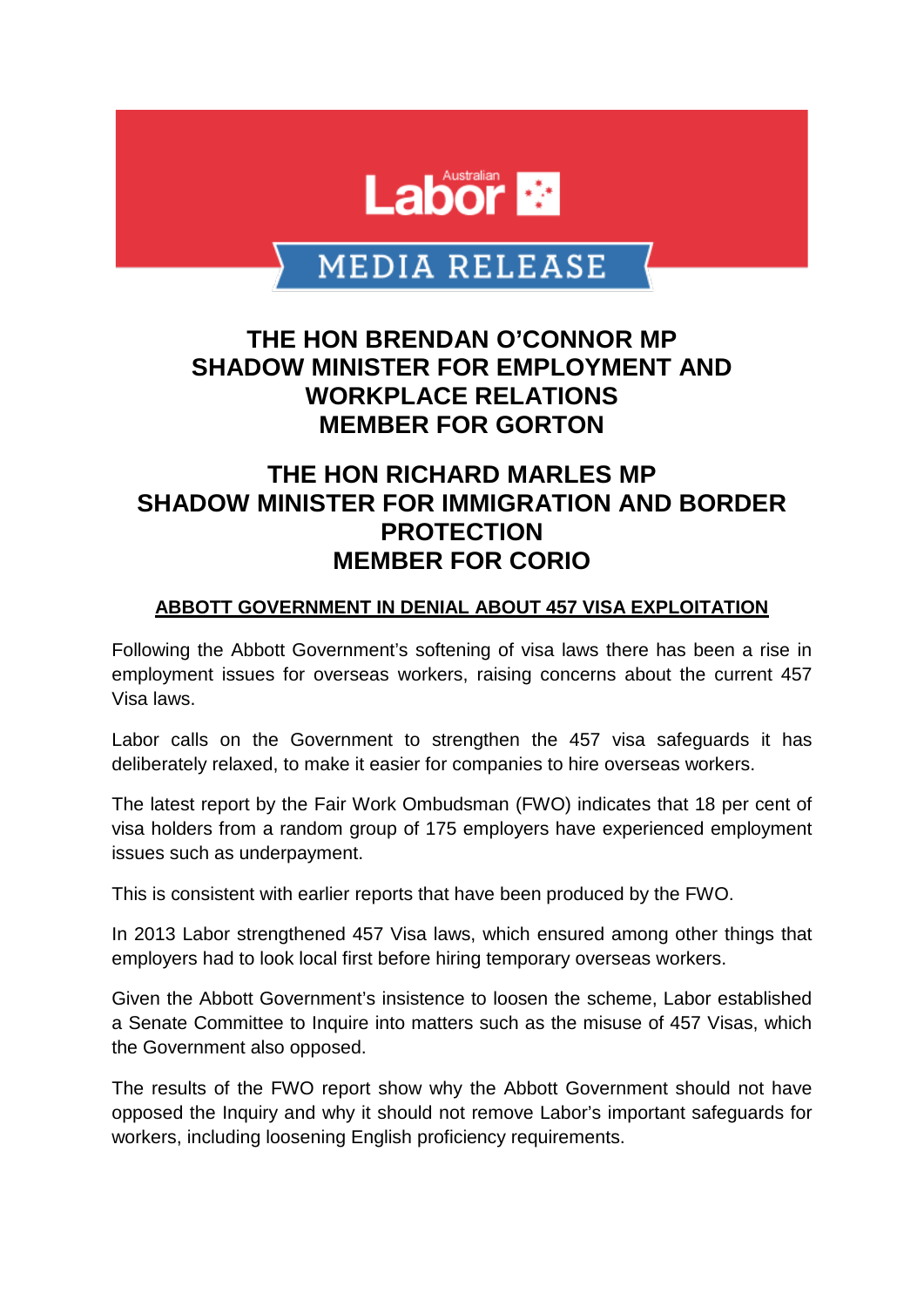Australian Labor

MEDIA RELEASE

## THE HON BRENDAN O'CONNOR MP
## SHADOW MINISTER FOR EMPLOYMENT AND WORKPLACE RELATIONS
## MEMBER FOR GORTON

## THE HON RICHARD MARLES MP
## SHADOW MINISTER FOR IMMIGRATION AND BORDER PROTECTION
## MEMBER FOR CORIO

**ABBOTT GOVERNMENT IN DENIAL ABOUT 457 VISA EXPLOITATION**

Following the Abbott Government's softening of visa laws there has been a rise in employment issues for overseas workers, raising concerns about the current 457 Visa laws.

Labor calls on the Government to strengthen the 457 visa safeguards it has deliberately relaxed, to make it easier for companies to hire overseas workers.

The latest report by the Fair Work Ombudsman (FWO) indicates that 18 per cent of visa holders from a random group of 175 employers have experienced employment issues such as underpayment.

This is consistent with earlier reports that have been produced by the FWO.

In 2013 Labor strengthened 457 Visa laws, which ensured among other things that employers had to look local first before hiring temporary overseas workers.

Given the Abbott Government's insistence to loosen the scheme, Labor established a Senate Committee to Inquire into matters such as the misuse of 457 Visas, which the Government also opposed.

The results of the FWO report show why the Abbott Government should not have opposed the Inquiry and why it should not remove Labor's important safeguards for workers, including loosening English proficiency requirements.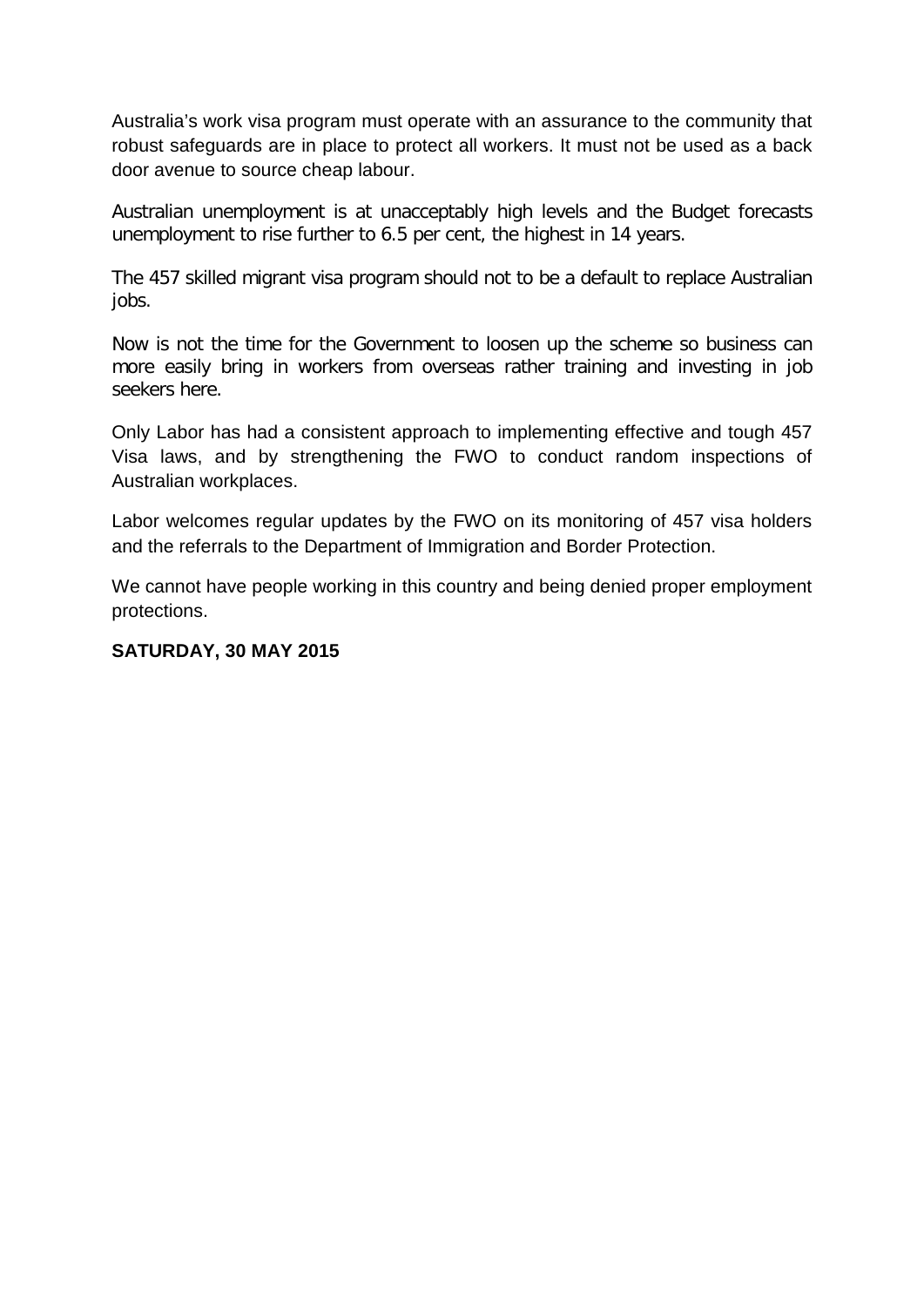Australia's work visa program must operate with an assurance to the community that robust safeguards are in place to protect all workers. It must not be used as a back door avenue to source cheap labour.

Australian unemployment is at unacceptably high levels and the Budget forecasts unemployment to rise further to 6.5 per cent, the highest in 14 years.

The 457 skilled migrant visa program should not to be a default to replace Australian jobs.

Now is not the time for the Government to loosen up the scheme so business can more easily bring in workers from overseas rather training and investing in job seekers here.

Only Labor has had a consistent approach to implementing effective and tough 457 Visa laws, and by strengthening the FWO to conduct random inspections of Australian workplaces.

Labor welcomes regular updates by the FWO on its monitoring of 457 visa holders and the referrals to the Department of Immigration and Border Protection.

We cannot have people working in this country and being denied proper employment protections.

**SATURDAY, 30 MAY 2015**